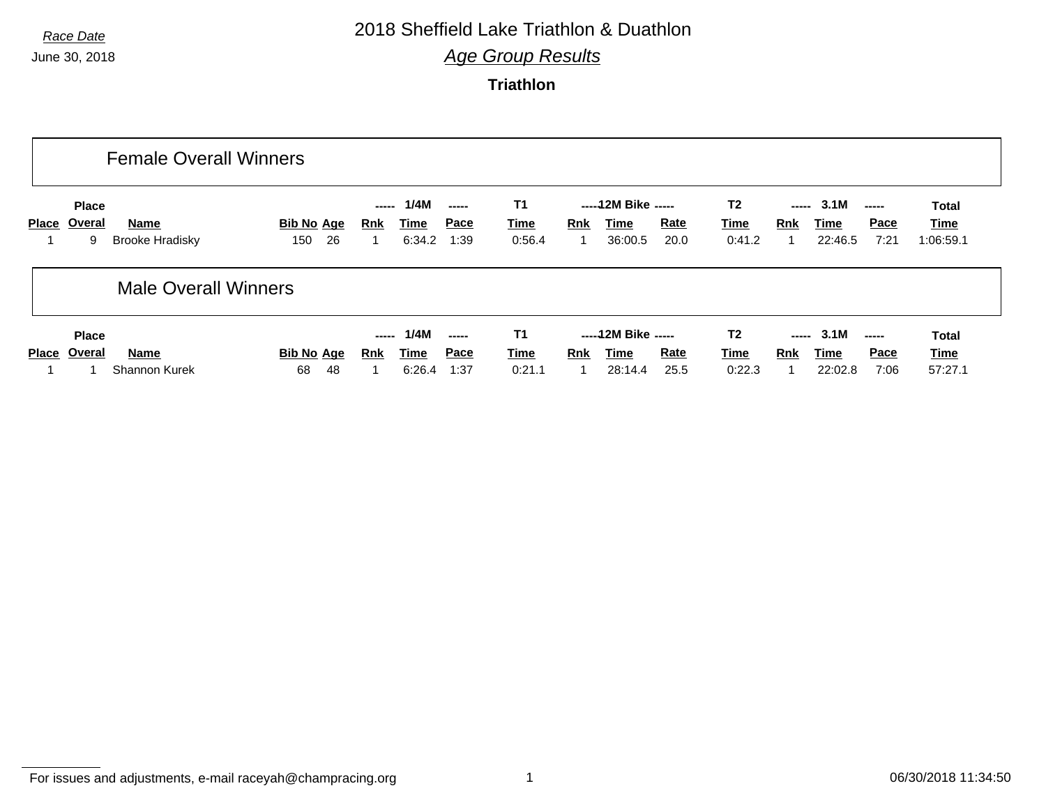*Race Date*

June 30, 2018

# 2018 Sheffield Lake Triathlon & Duathlon

## *Age Group Results*

### Triathlon

## Female Overall Winners

| | Place | | | | ----- | 1/4M | ----- | T1 | ----- | 12M Bike | ----- | T2 | ----- | 3.1M | ----- | Total |
|---|---|---|---|---|---|---|---|---|---|---|---|---|---|---|---|---|
| Place | Overal | Name | Bib No | Age | Rnk | Time | Pace | Time | Rnk | Time | Rate | Time | Rnk | Time | Pace | Time |
| 1 | 9 | Brooke Hradisky | 150 | 26 | 1 | 6:34.2 | 1:39 | 0:56.4 | 1 | 36:00.5 | 20.0 | 0:41.2 | 1 | 22:46.5 | 7:21 | 1:06:59.1 |

## Male Overall Winners

| | Place | | | | ----- | 1/4M | ----- | T1 | ----- | 12M Bike | ----- | T2 | ----- | 3.1M | ----- | Total |
|---|---|---|---|---|---|---|---|---|---|---|---|---|---|---|---|---|
| Place | Overal | Name | Bib No | Age | Rnk | Time | Pace | Time | Rnk | Time | Rate | Time | Rnk | Time | Pace | Time |
| 1 | 1 | Shannon Kurek | 68 | 48 | 1 | 6:26.4 | 1:37 | 0:21.1 | 1 | 28:14.4 | 25.5 | 0:22.3 | 1 | 22:02.8 | 7:06 | 57:27.1 |

For issues and adjustments, e-mail raceyah@champracing.org

06/30/2018 11:34:50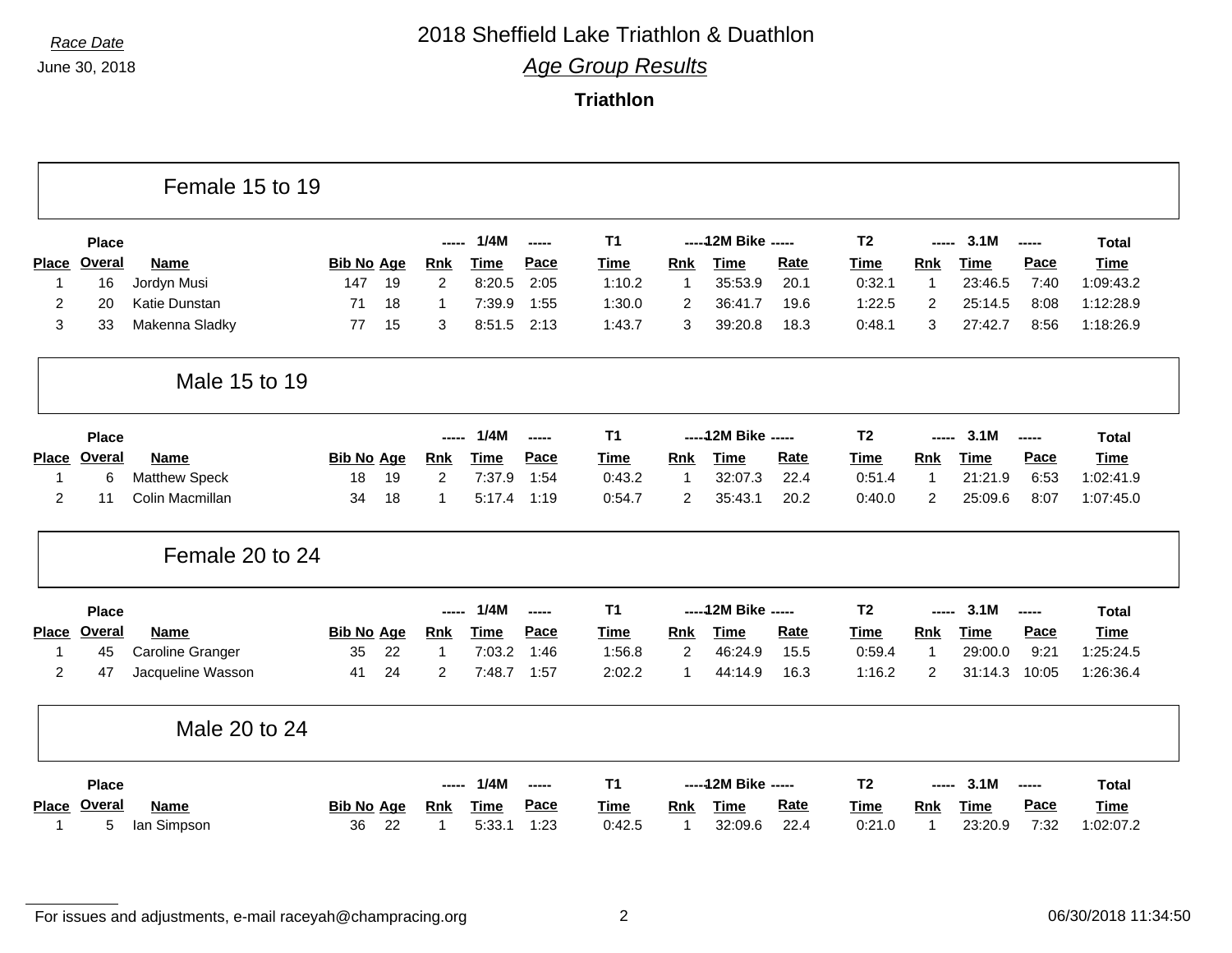*Race Date*

June 30, 2018

# 2018 Sheffield Lake Triathlon & Duathlon

## *Age Group Results*

### Triathlon

## Female 15 to 19

| Place | Place Overal | Name | Bib No | Age | 1/4M Rnk | 1/4M Time | 1/4M Pace | T1 Time | 12M Bike Rnk | 12M Bike Time | 12M Bike Rate | T2 Time | 3.1M Rnk | 3.1M Time | 3.1M Pace | Total Time |
|---|---|---|---|---|---|---|---|---|---|---|---|---|---|---|---|---|
| 1 | 16 | Jordyn Musi | 147 | 19 | 2 | 8:20.5 | 2:05 | 1:10.2 | 1 | 35:53.9 | 20.1 | 0:32.1 | 1 | 23:46.5 | 7:40 | 1:09:43.2 |
| 2 | 20 | Katie Dunstan | 71 | 18 | 1 | 7:39.9 | 1:55 | 1:30.0 | 2 | 36:41.7 | 19.6 | 1:22.5 | 2 | 25:14.5 | 8:08 | 1:12:28.9 |
| 3 | 33 | Makenna Sladky | 77 | 15 | 3 | 8:51.5 | 2:13 | 1:43.7 | 3 | 39:20.8 | 18.3 | 0:48.1 | 3 | 27:42.7 | 8:56 | 1:18:26.9 |

## Male 15 to 19

| Place | Place Overal | Name | Bib No | Age | 1/4M Rnk | 1/4M Time | 1/4M Pace | T1 Time | 12M Bike Rnk | 12M Bike Time | 12M Bike Rate | T2 Time | 3.1M Rnk | 3.1M Time | 3.1M Pace | Total Time |
|---|---|---|---|---|---|---|---|---|---|---|---|---|---|---|---|---|
| 1 | 6 | Matthew Speck | 18 | 19 | 2 | 7:37.9 | 1:54 | 0:43.2 | 1 | 32:07.3 | 22.4 | 0:51.4 | 1 | 21:21.9 | 6:53 | 1:02:41.9 |
| 2 | 11 | Colin Macmillan | 34 | 18 | 1 | 5:17.4 | 1:19 | 0:54.7 | 2 | 35:43.1 | 20.2 | 0:40.0 | 2 | 25:09.6 | 8:07 | 1:07:45.0 |

## Female 20 to 24

| Place | Place Overal | Name | Bib No | Age | 1/4M Rnk | 1/4M Time | 1/4M Pace | T1 Time | 12M Bike Rnk | 12M Bike Time | 12M Bike Rate | T2 Time | 3.1M Rnk | 3.1M Time | 3.1M Pace | Total Time |
|---|---|---|---|---|---|---|---|---|---|---|---|---|---|---|---|---|
| 1 | 45 | Caroline Granger | 35 | 22 | 1 | 7:03.2 | 1:46 | 1:56.8 | 2 | 46:24.9 | 15.5 | 0:59.4 | 1 | 29:00.0 | 9:21 | 1:25:24.5 |
| 2 | 47 | Jacqueline Wasson | 41 | 24 | 2 | 7:48.7 | 1:57 | 2:02.2 | 1 | 44:14.9 | 16.3 | 1:16.2 | 2 | 31:14.3 | 10:05 | 1:26:36.4 |

## Male 20 to 24

| Place | Place Overal | Name | Bib No | Age | 1/4M Rnk | 1/4M Time | 1/4M Pace | T1 Time | 12M Bike Rnk | 12M Bike Time | 12M Bike Rate | T2 Time | 3.1M Rnk | 3.1M Time | 3.1M Pace | Total Time |
|---|---|---|---|---|---|---|---|---|---|---|---|---|---|---|---|---|
| 1 | 5 | Ian Simpson | 36 | 22 | 1 | 5:33.1 | 1:23 | 0:42.5 | 1 | 32:09.6 | 22.4 | 0:21.0 | 1 | 23:20.9 | 7:32 | 1:02:07.2 |

For issues and adjustments, e-mail raceyah@champracing.org

06/30/2018 11:34:50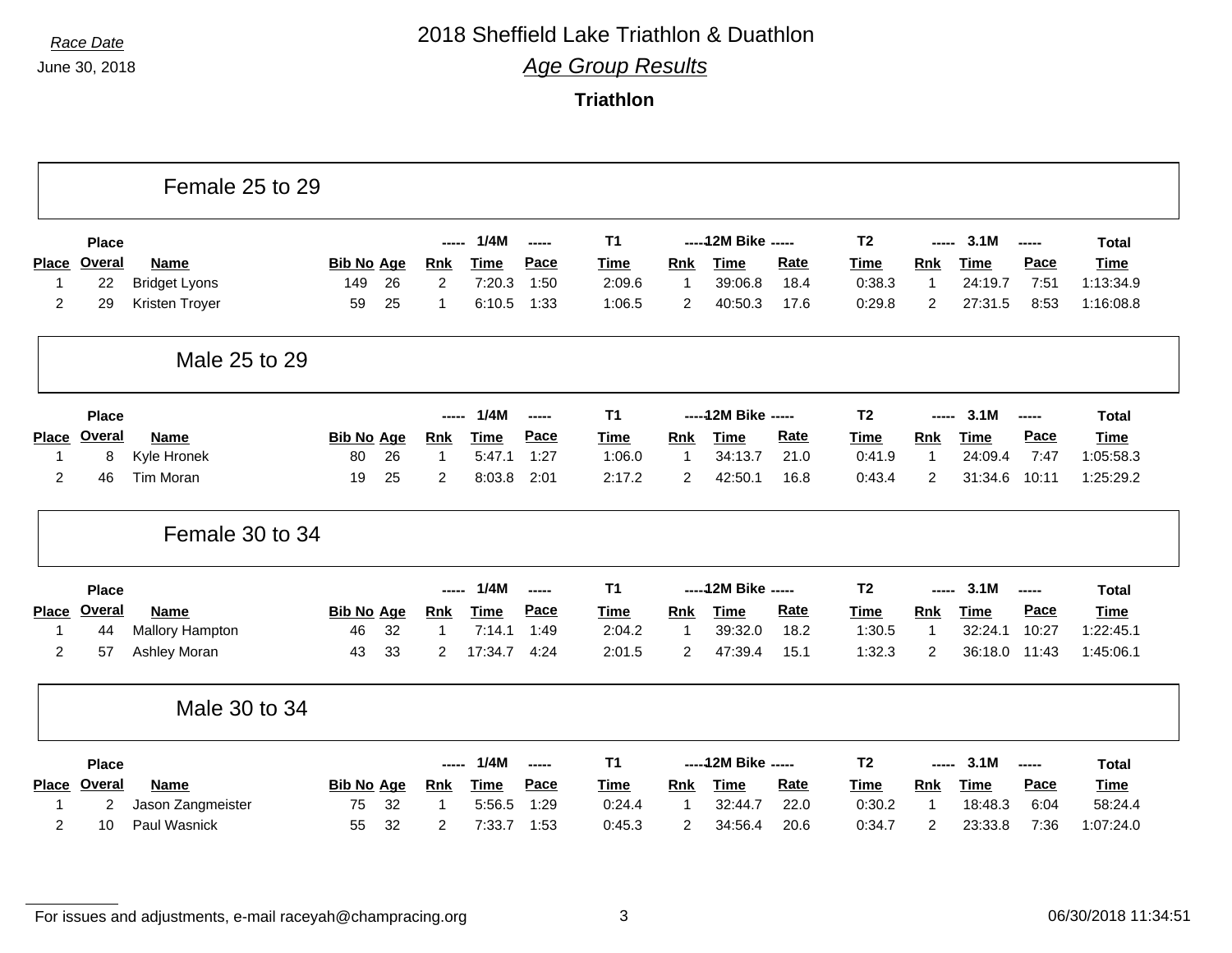*Race Date*
June 30, 2018

# 2018 Sheffield Lake Triathlon & Duathlon

## *Age Group Results*

### Triathlon

## Female 25 to 29

| Place | Place Overal | Name | Bib No | Age | ----- Rnk | 1/4M Time | ----- Pace | T1 Time | ----- Rnk | 12M Bike Time | ----- Rate | T2 Time | ----- Rnk | 3.1M Time | ----- Pace | Total Time |
|---|---|---|---|---|---|---|---|---|---|---|---|---|---|---|---|---|
| 1 | 22 | Bridget Lyons | 149 | 26 | 2 | 7:20.3 | 1:50 | 2:09.6 | 1 | 39:06.8 | 18.4 | 0:38.3 | 1 | 24:19.7 | 7:51 | 1:13:34.9 |
| 2 | 29 | Kristen Troyer | 59 | 25 | 1 | 6:10.5 | 1:33 | 1:06.5 | 2 | 40:50.3 | 17.6 | 0:29.8 | 2 | 27:31.5 | 8:53 | 1:16:08.8 |

## Male 25 to 29

| Place | Place Overal | Name | Bib No | Age | ----- Rnk | 1/4M Time | ----- Pace | T1 Time | ----- Rnk | 12M Bike Time | ----- Rate | T2 Time | ----- Rnk | 3.1M Time | ----- Pace | Total Time |
|---|---|---|---|---|---|---|---|---|---|---|---|---|---|---|---|---|
| 1 | 8 | Kyle Hronek | 80 | 26 | 1 | 5:47.1 | 1:27 | 1:06.0 | 1 | 34:13.7 | 21.0 | 0:41.9 | 1 | 24:09.4 | 7:47 | 1:05:58.3 |
| 2 | 46 | Tim Moran | 19 | 25 | 2 | 8:03.8 | 2:01 | 2:17.2 | 2 | 42:50.1 | 16.8 | 0:43.4 | 2 | 31:34.6 | 10:11 | 1:25:29.2 |

## Female 30 to 34

| Place | Place Overal | Name | Bib No | Age | ----- Rnk | 1/4M Time | ----- Pace | T1 Time | ----- Rnk | 12M Bike Time | ----- Rate | T2 Time | ----- Rnk | 3.1M Time | ----- Pace | Total Time |
|---|---|---|---|---|---|---|---|---|---|---|---|---|---|---|---|---|
| 1 | 44 | Mallory Hampton | 46 | 32 | 1 | 7:14.1 | 1:49 | 2:04.2 | 1 | 39:32.0 | 18.2 | 1:30.5 | 1 | 32:24.1 | 10:27 | 1:22:45.1 |
| 2 | 57 | Ashley Moran | 43 | 33 | 2 | 17:34.7 | 4:24 | 2:01.5 | 2 | 47:39.4 | 15.1 | 1:32.3 | 2 | 36:18.0 | 11:43 | 1:45:06.1 |

## Male 30 to 34

| Place | Place Overal | Name | Bib No | Age | ----- Rnk | 1/4M Time | ----- Pace | T1 Time | ----- Rnk | 12M Bike Time | ----- Rate | T2 Time | ----- Rnk | 3.1M Time | ----- Pace | Total Time |
|---|---|---|---|---|---|---|---|---|---|---|---|---|---|---|---|---|
| 1 | 2 | Jason Zangmeister | 75 | 32 | 1 | 5:56.5 | 1:29 | 0:24.4 | 1 | 32:44.7 | 22.0 | 0:30.2 | 1 | 18:48.3 | 6:04 | 58:24.4 |
| 2 | 10 | Paul Wasnick | 55 | 32 | 2 | 7:33.7 | 1:53 | 0:45.3 | 2 | 34:56.4 | 20.6 | 0:34.7 | 2 | 23:33.8 | 7:36 | 1:07:24.0 |

For issues and adjustments, e-mail raceyah@champracing.org

06/30/2018 11:34:51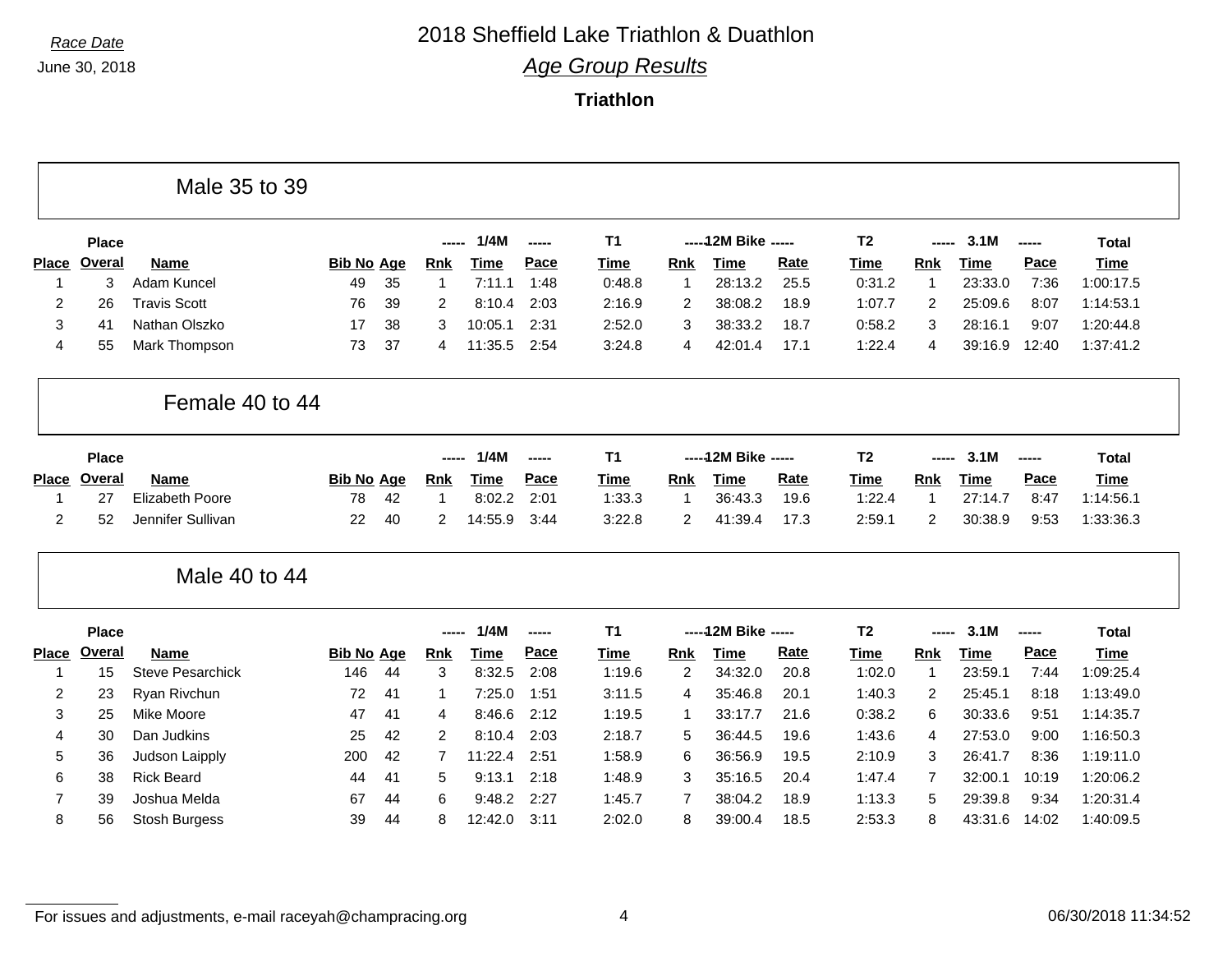*Race Date*

June 30, 2018

# 2018 Sheffield Lake Triathlon & Duathlon

## *Age Group Results*

### Triathlon

### Male 35 to 39

| Place | Place Overal | Name | Bib No | Age | 1/4M Rnk | 1/4M Time | 1/4M Pace | T1 Time | 12M Bike Rnk | 12M Bike Time | 12M Bike Rate | T2 Time | 3.1M Rnk | 3.1M Time | 3.1M Pace | Total Time |
|---|---|---|---|---|---|---|---|---|---|---|---|---|---|---|---|---|
| 1 | 3 | Adam Kuncel | 49 | 35 | 1 | 7:11.1 | 1:48 | 0:48.8 | 1 | 28:13.2 | 25.5 | 0:31.2 | 1 | 23:33.0 | 7:36 | 1:00:17.5 |
| 2 | 26 | Travis Scott | 76 | 39 | 2 | 8:10.4 | 2:03 | 2:16.9 | 2 | 38:08.2 | 18.9 | 1:07.7 | 2 | 25:09.6 | 8:07 | 1:14:53.1 |
| 3 | 41 | Nathan Olszko | 17 | 38 | 3 | 10:05.1 | 2:31 | 2:52.0 | 3 | 38:33.2 | 18.7 | 0:58.2 | 3 | 28:16.1 | 9:07 | 1:20:44.8 |
| 4 | 55 | Mark Thompson | 73 | 37 | 4 | 11:35.5 | 2:54 | 3:24.8 | 4 | 42:01.4 | 17.1 | 1:22.4 | 4 | 39:16.9 | 12:40 | 1:37:41.2 |

### Female 40 to 44

| Place | Place Overal | Name | Bib No | Age | 1/4M Rnk | 1/4M Time | 1/4M Pace | T1 Time | 12M Bike Rnk | 12M Bike Time | 12M Bike Rate | T2 Time | 3.1M Rnk | 3.1M Time | 3.1M Pace | Total Time |
|---|---|---|---|---|---|---|---|---|---|---|---|---|---|---|---|---|
| 1 | 27 | Elizabeth Poore | 78 | 42 | 1 | 8:02.2 | 2:01 | 1:33.3 | 1 | 36:43.3 | 19.6 | 1:22.4 | 1 | 27:14.7 | 8:47 | 1:14:56.1 |
| 2 | 52 | Jennifer Sullivan | 22 | 40 | 2 | 14:55.9 | 3:44 | 3:22.8 | 2 | 41:39.4 | 17.3 | 2:59.1 | 2 | 30:38.9 | 9:53 | 1:33:36.3 |

### Male 40 to 44

| Place | Place Overal | Name | Bib No | Age | 1/4M Rnk | 1/4M Time | 1/4M Pace | T1 Time | 12M Bike Rnk | 12M Bike Time | 12M Bike Rate | T2 Time | 3.1M Rnk | 3.1M Time | 3.1M Pace | Total Time |
|---|---|---|---|---|---|---|---|---|---|---|---|---|---|---|---|---|
| 1 | 15 | Steve Pesarchick | 146 | 44 | 3 | 8:32.5 | 2:08 | 1:19.6 | 2 | 34:32.0 | 20.8 | 1:02.0 | 1 | 23:59.1 | 7:44 | 1:09:25.4 |
| 2 | 23 | Ryan Rivchun | 72 | 41 | 1 | 7:25.0 | 1:51 | 3:11.5 | 4 | 35:46.8 | 20.1 | 1:40.3 | 2 | 25:45.1 | 8:18 | 1:13:49.0 |
| 3 | 25 | Mike Moore | 47 | 41 | 4 | 8:46.6 | 2:12 | 1:19.5 | 1 | 33:17.7 | 21.6 | 0:38.2 | 6 | 30:33.6 | 9:51 | 1:14:35.7 |
| 4 | 30 | Dan Judkins | 25 | 42 | 2 | 8:10.4 | 2:03 | 2:18.7 | 5 | 36:44.5 | 19.6 | 1:43.6 | 4 | 27:53.0 | 9:00 | 1:16:50.3 |
| 5 | 36 | Judson Laipply | 200 | 42 | 7 | 11:22.4 | 2:51 | 1:58.9 | 6 | 36:56.9 | 19.5 | 2:10.9 | 3 | 26:41.7 | 8:36 | 1:19:11.0 |
| 6 | 38 | Rick Beard | 44 | 41 | 5 | 9:13.1 | 2:18 | 1:48.9 | 3 | 35:16.5 | 20.4 | 1:47.4 | 7 | 32:00.1 | 10:19 | 1:20:06.2 |
| 7 | 39 | Joshua Melda | 67 | 44 | 6 | 9:48.2 | 2:27 | 1:45.7 | 7 | 38:04.2 | 18.9 | 1:13.3 | 5 | 29:39.8 | 9:34 | 1:20:31.4 |
| 8 | 56 | Stosh Burgess | 39 | 44 | 8 | 12:42.0 | 3:11 | 2:02.0 | 8 | 39:00.4 | 18.5 | 2:53.3 | 8 | 43:31.6 | 14:02 | 1:40:09.5 |

For issues and adjustments, e-mail raceyah@champracing.org

06/30/2018 11:34:52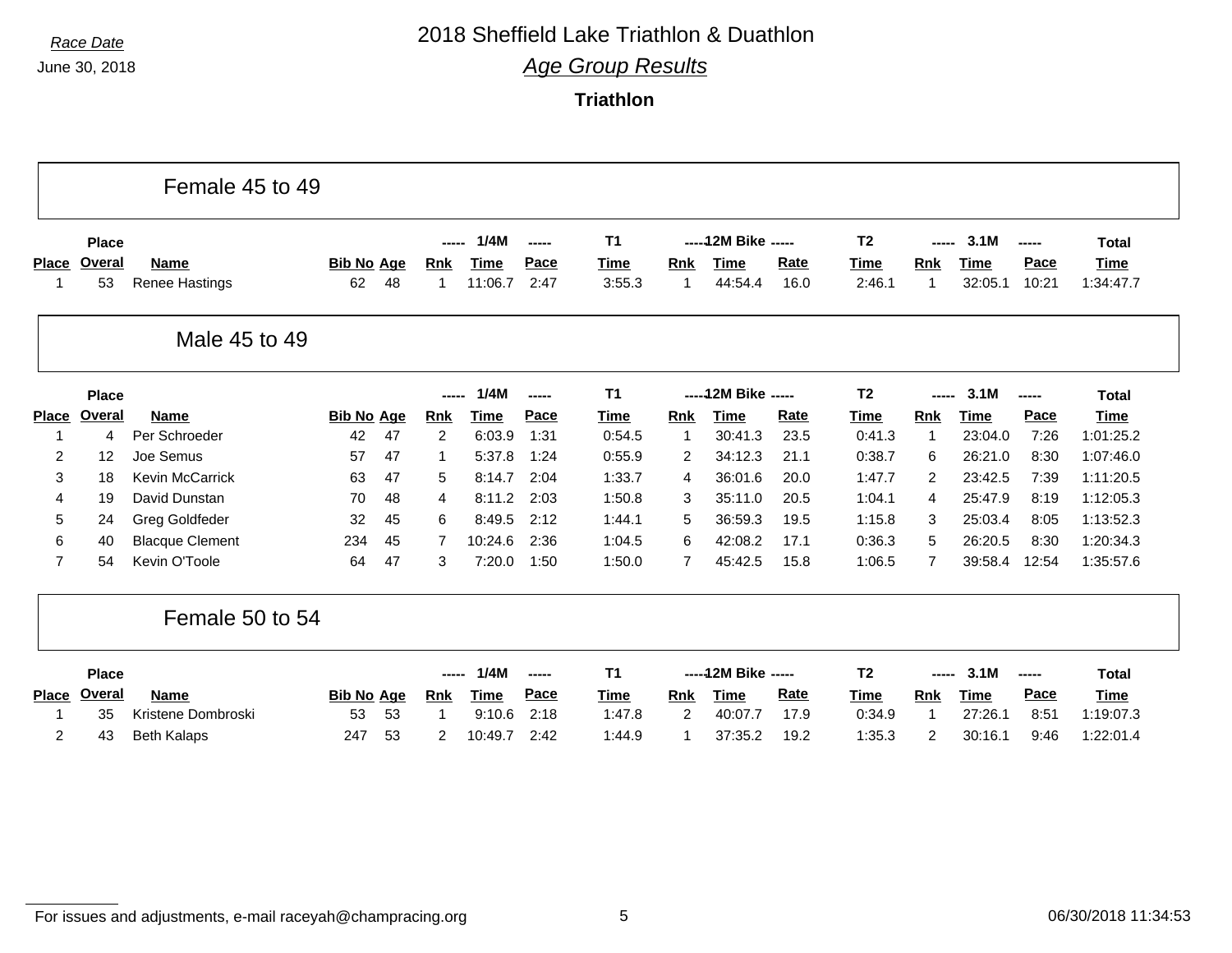*Race Date*

June 30, 2018

# 2018 Sheffield Lake Triathlon & Duathlon

## *Age Group Results*

### Triathlon

### Female 45 to 49

| Place | Place Overal | Name | Bib No | Age | 1/4M Rnk | 1/4M Time | 1/4M Pace | T1 Time | 12M Bike Rnk | 12M Bike Time | 12M Bike Rate | T2 Time | 3.1M Rnk | 3.1M Time | 3.1M Pace | Total Time |
|---|---|---|---|---|---|---|---|---|---|---|---|---|---|---|---|---|
| 1 | 53 | Renee Hastings | 62 | 48 | 1 | 11:06.7 | 2:47 | 3:55.3 | 1 | 44:54.4 | 16.0 | 2:46.1 | 1 | 32:05.1 | 10:21 | 1:34:47.7 |

### Male 45 to 49

| Place | Place Overal | Name | Bib No | Age | 1/4M Rnk | 1/4M Time | 1/4M Pace | T1 Time | 12M Bike Rnk | 12M Bike Time | 12M Bike Rate | T2 Time | 3.1M Rnk | 3.1M Time | 3.1M Pace | Total Time |
|---|---|---|---|---|---|---|---|---|---|---|---|---|---|---|---|---|
| 1 | 4 | Per Schroeder | 42 | 47 | 2 | 6:03.9 | 1:31 | 0:54.5 | 1 | 30:41.3 | 23.5 | 0:41.3 | 1 | 23:04.0 | 7:26 | 1:01:25.2 |
| 2 | 12 | Joe Semus | 57 | 47 | 1 | 5:37.8 | 1:24 | 0:55.9 | 2 | 34:12.3 | 21.1 | 0:38.7 | 6 | 26:21.0 | 8:30 | 1:07:46.0 |
| 3 | 18 | Kevin McCarrick | 63 | 47 | 5 | 8:14.7 | 2:04 | 1:33.7 | 4 | 36:01.6 | 20.0 | 1:47.7 | 2 | 23:42.5 | 7:39 | 1:11:20.5 |
| 4 | 19 | David Dunstan | 70 | 48 | 4 | 8:11.2 | 2:03 | 1:50.8 | 3 | 35:11.0 | 20.5 | 1:04.1 | 4 | 25:47.9 | 8:19 | 1:12:05.3 |
| 5 | 24 | Greg Goldfeder | 32 | 45 | 6 | 8:49.5 | 2:12 | 1:44.1 | 5 | 36:59.3 | 19.5 | 1:15.8 | 3 | 25:03.4 | 8:05 | 1:13:52.3 |
| 6 | 40 | Blacque Clement | 234 | 45 | 7 | 10:24.6 | 2:36 | 1:04.5 | 6 | 42:08.2 | 17.1 | 0:36.3 | 5 | 26:20.5 | 8:30 | 1:20:34.3 |
| 7 | 54 | Kevin O'Toole | 64 | 47 | 3 | 7:20.0 | 1:50 | 1:50.0 | 7 | 45:42.5 | 15.8 | 1:06.5 | 7 | 39:58.4 | 12:54 | 1:35:57.6 |

### Female 50 to 54

| Place | Place Overal | Name | Bib No | Age | 1/4M Rnk | 1/4M Time | 1/4M Pace | T1 Time | 12M Bike Rnk | 12M Bike Time | 12M Bike Rate | T2 Time | 3.1M Rnk | 3.1M Time | 3.1M Pace | Total Time |
|---|---|---|---|---|---|---|---|---|---|---|---|---|---|---|---|---|
| 1 | 35 | Kristene Dombroski | 53 | 53 | 1 | 9:10.6 | 2:18 | 1:47.8 | 2 | 40:07.7 | 17.9 | 0:34.9 | 1 | 27:26.1 | 8:51 | 1:19:07.3 |
| 2 | 43 | Beth Kalaps | 247 | 53 | 2 | 10:49.7 | 2:42 | 1:44.9 | 1 | 37:35.2 | 19.2 | 1:35.3 | 2 | 30:16.1 | 9:46 | 1:22:01.4 |

For issues and adjustments, e-mail raceyah@champracing.org

06/30/2018 11:34:53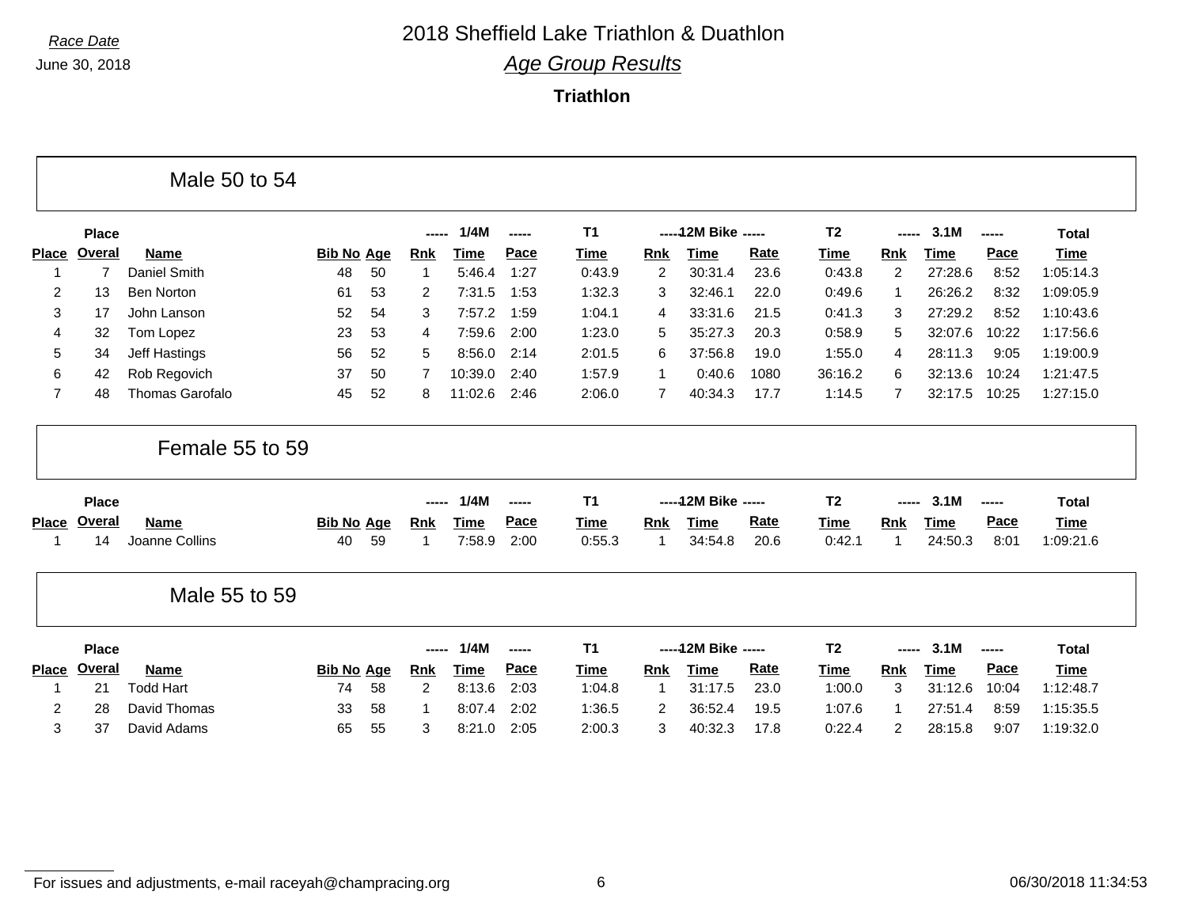Race Date

June 30, 2018

# 2018 Sheffield Lake Triathlon & Duathlon

## *Age Group Results*

### Triathlon

## Male 50 to 54

| Place | Place Overal | Name | Bib No | Age | 1/4M Rnk | 1/4M Time | 1/4M Pace | T1 Time | 12M Bike Rnk | 12M Bike Time | 12M Bike Rate | T2 Time | 3.1M Rnk | 3.1M Time | 3.1M Pace | Total Time |
|---|---|---|---|---|---|---|---|---|---|---|---|---|---|---|---|---|
| 1 | 7 | Daniel Smith | 48 | 50 | 1 | 5:46.4 | 1:27 | 0:43.9 | 2 | 30:31.4 | 23.6 | 0:43.8 | 2 | 27:28.6 | 8:52 | 1:05:14.3 |
| 2 | 13 | Ben Norton | 61 | 53 | 2 | 7:31.5 | 1:53 | 1:32.3 | 3 | 32:46.1 | 22.0 | 0:49.6 | 1 | 26:26.2 | 8:32 | 1:09:05.9 |
| 3 | 17 | John Lanson | 52 | 54 | 3 | 7:57.2 | 1:59 | 1:04.1 | 4 | 33:31.6 | 21.5 | 0:41.3 | 3 | 27:29.2 | 8:52 | 1:10:43.6 |
| 4 | 32 | Tom Lopez | 23 | 53 | 4 | 7:59.6 | 2:00 | 1:23.0 | 5 | 35:27.3 | 20.3 | 0:58.9 | 5 | 32:07.6 | 10:22 | 1:17:56.6 |
| 5 | 34 | Jeff Hastings | 56 | 52 | 5 | 8:56.0 | 2:14 | 2:01.5 | 6 | 37:56.8 | 19.0 | 1:55.0 | 4 | 28:11.3 | 9:05 | 1:19:00.9 |
| 6 | 42 | Rob Regovich | 37 | 50 | 7 | 10:39.0 | 2:40 | 1:57.9 | 1 | 0:40.6 | 1080 | 36:16.2 | 6 | 32:13.6 | 10:24 | 1:21:47.5 |
| 7 | 48 | Thomas Garofalo | 45 | 52 | 8 | 11:02.6 | 2:46 | 2:06.0 | 7 | 40:34.3 | 17.7 | 1:14.5 | 7 | 32:17.5 | 10:25 | 1:27:15.0 |

## Female 55 to 59

| Place | Place Overal | Name | Bib No | Age | 1/4M Rnk | 1/4M Time | 1/4M Pace | T1 Time | 12M Bike Rnk | 12M Bike Time | 12M Bike Rate | T2 Time | 3.1M Rnk | 3.1M Time | 3.1M Pace | Total Time |
|---|---|---|---|---|---|---|---|---|---|---|---|---|---|---|---|---|
| 1 | 14 | Joanne Collins | 40 | 59 | 1 | 7:58.9 | 2:00 | 0:55.3 | 1 | 34:54.8 | 20.6 | 0:42.1 | 1 | 24:50.3 | 8:01 | 1:09:21.6 |

## Male 55 to 59

| Place | Place Overal | Name | Bib No | Age | 1/4M Rnk | 1/4M Time | 1/4M Pace | T1 Time | 12M Bike Rnk | 12M Bike Time | 12M Bike Rate | T2 Time | 3.1M Rnk | 3.1M Time | 3.1M Pace | Total Time |
|---|---|---|---|---|---|---|---|---|---|---|---|---|---|---|---|---|
| 1 | 21 | Todd Hart | 74 | 58 | 2 | 8:13.6 | 2:03 | 1:04.8 | 1 | 31:17.5 | 23.0 | 1:00.0 | 3 | 31:12.6 | 10:04 | 1:12:48.7 |
| 2 | 28 | David Thomas | 33 | 58 | 1 | 8:07.4 | 2:02 | 1:36.5 | 2 | 36:52.4 | 19.5 | 1:07.6 | 1 | 27:51.4 | 8:59 | 1:15:35.5 |
| 3 | 37 | David Adams | 65 | 55 | 3 | 8:21.0 | 2:05 | 2:00.3 | 3 | 40:32.3 | 17.8 | 0:22.4 | 2 | 28:15.8 | 9:07 | 1:19:32.0 |

For issues and adjustments, e-mail raceyah@champracing.org

06/30/2018 11:34:53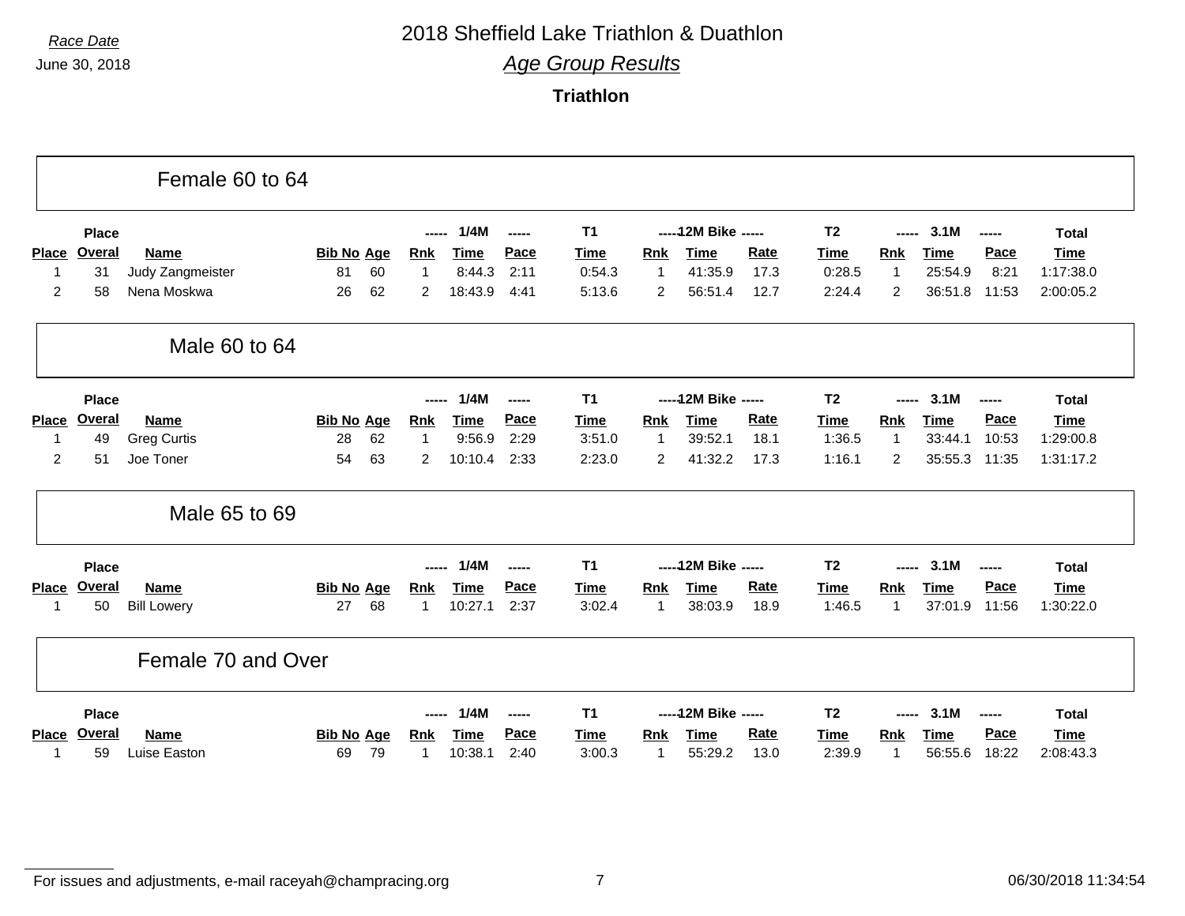*Race Date*

June 30, 2018

# 2018 Sheffield Lake Triathlon & Duathlon

## *Age Group Results*

### Triathlon

## Female 60 to 64

| Place | Place Overal | Name | Bib No | Age | ----- Rnk | 1/4M Time | ----- Pace | T1 Time | -----12M Bike Rnk | Time | ----- Rate | T2 Time | ----- Rnk | 3.1M Time | ----- Pace | Total Time |
|---|---|---|---|---|---|---|---|---|---|---|---|---|---|---|---|---|
| 1 | 31 | Judy Zangmeister | 81 | 60 | 1 | 8:44.3 | 2:11 | 0:54.3 | 1 | 41:35.9 | 17.3 | 0:28.5 | 1 | 25:54.9 | 8:21 | 1:17:38.0 |
| 2 | 58 | Nena Moskwa | 26 | 62 | 2 | 18:43.9 | 4:41 | 5:13.6 | 2 | 56:51.4 | 12.7 | 2:24.4 | 2 | 36:51.8 | 11:53 | 2:00:05.2 |

## Male 60 to 64

| Place | Place Overal | Name | Bib No | Age | ----- Rnk | 1/4M Time | ----- Pace | T1 Time | -----12M Bike Rnk | Time | ----- Rate | T2 Time | ----- Rnk | 3.1M Time | ----- Pace | Total Time |
|---|---|---|---|---|---|---|---|---|---|---|---|---|---|---|---|---|
| 1 | 49 | Greg Curtis | 28 | 62 | 1 | 9:56.9 | 2:29 | 3:51.0 | 1 | 39:52.1 | 18.1 | 1:36.5 | 1 | 33:44.1 | 10:53 | 1:29:00.8 |
| 2 | 51 | Joe Toner | 54 | 63 | 2 | 10:10.4 | 2:33 | 2:23.0 | 2 | 41:32.2 | 17.3 | 1:16.1 | 2 | 35:55.3 | 11:35 | 1:31:17.2 |

## Male 65 to 69

| Place | Place Overal | Name | Bib No | Age | ----- Rnk | 1/4M Time | ----- Pace | T1 Time | -----12M Bike Rnk | Time | ----- Rate | T2 Time | ----- Rnk | 3.1M Time | ----- Pace | Total Time |
|---|---|---|---|---|---|---|---|---|---|---|---|---|---|---|---|---|
| 1 | 50 | Bill Lowery | 27 | 68 | 1 | 10:27.1 | 2:37 | 3:02.4 | 1 | 38:03.9 | 18.9 | 1:46.5 | 1 | 37:01.9 | 11:56 | 1:30:22.0 |

## Female 70 and Over

| Place | Place Overal | Name | Bib No | Age | ----- Rnk | 1/4M Time | ----- Pace | T1 Time | -----12M Bike Rnk | Time | ----- Rate | T2 Time | ----- Rnk | 3.1M Time | ----- Pace | Total Time |
|---|---|---|---|---|---|---|---|---|---|---|---|---|---|---|---|---|
| 1 | 59 | Luise Easton | 69 | 79 | 1 | 10:38.1 | 2:40 | 3:00.3 | 1 | 55:29.2 | 13.0 | 2:39.9 | 1 | 56:55.6 | 18:22 | 2:08:43.3 |

For issues and adjustments, e-mail raceyah@champracing.org

06/30/2018 11:34:54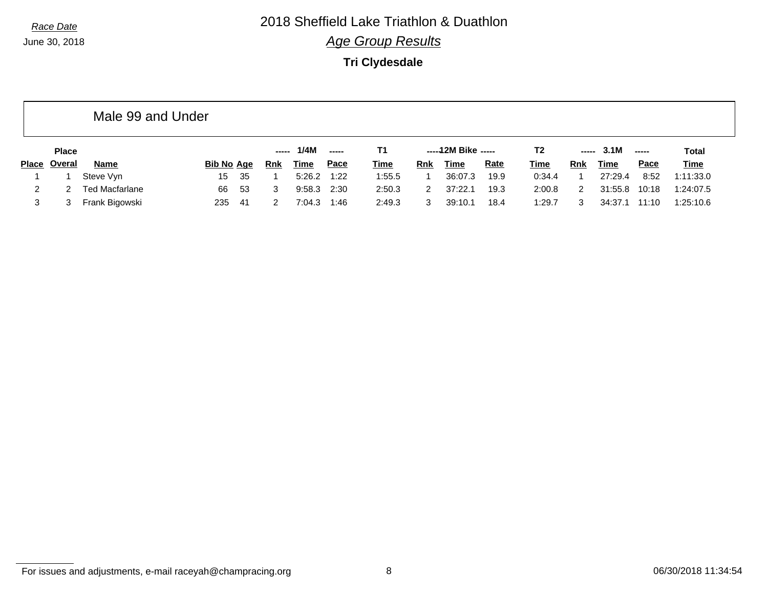Race Date

June 30, 2018

# 2018 Sheffield Lake Triathlon & Duathlon

## *Age Group Results*

### Tri Clydesdale

#### Male 99 and Under

| | Place | | | | 1/4M | | | T1 | 12M Bike | | | T2 | 3.1M | | | Total |
|---|---|---|---|---|---|---|---|---|---|---|---|---|---|---|---|---|
| Place | Overal | Name | Bib No | Age | Rnk | Time | Pace | Time | Rnk | Time | Rate | Time | Rnk | Time | Pace | Time |
| 1 | 1 | Steve Vyn | 15 | 35 | 1 | 5:26.2 | 1:22 | 1:55.5 | 1 | 36:07.3 | 19.9 | 0:34.4 | 1 | 27:29.4 | 8:52 | 1:11:33.0 |
| 2 | 2 | Ted Macfarlane | 66 | 53 | 3 | 9:58.3 | 2:30 | 2:50.3 | 2 | 37:22.1 | 19.3 | 2:00.8 | 2 | 31:55.8 | 10:18 | 1:24:07.5 |
| 3 | 3 | Frank Bigowski | 235 | 41 | 2 | 7:04.3 | 1:46 | 2:49.3 | 3 | 39:10.1 | 18.4 | 1:29.7 | 3 | 34:37.1 | 11:10 | 1:25:10.6 |

For issues and adjustments, e-mail raceyah@champracing.org

06/30/2018 11:34:54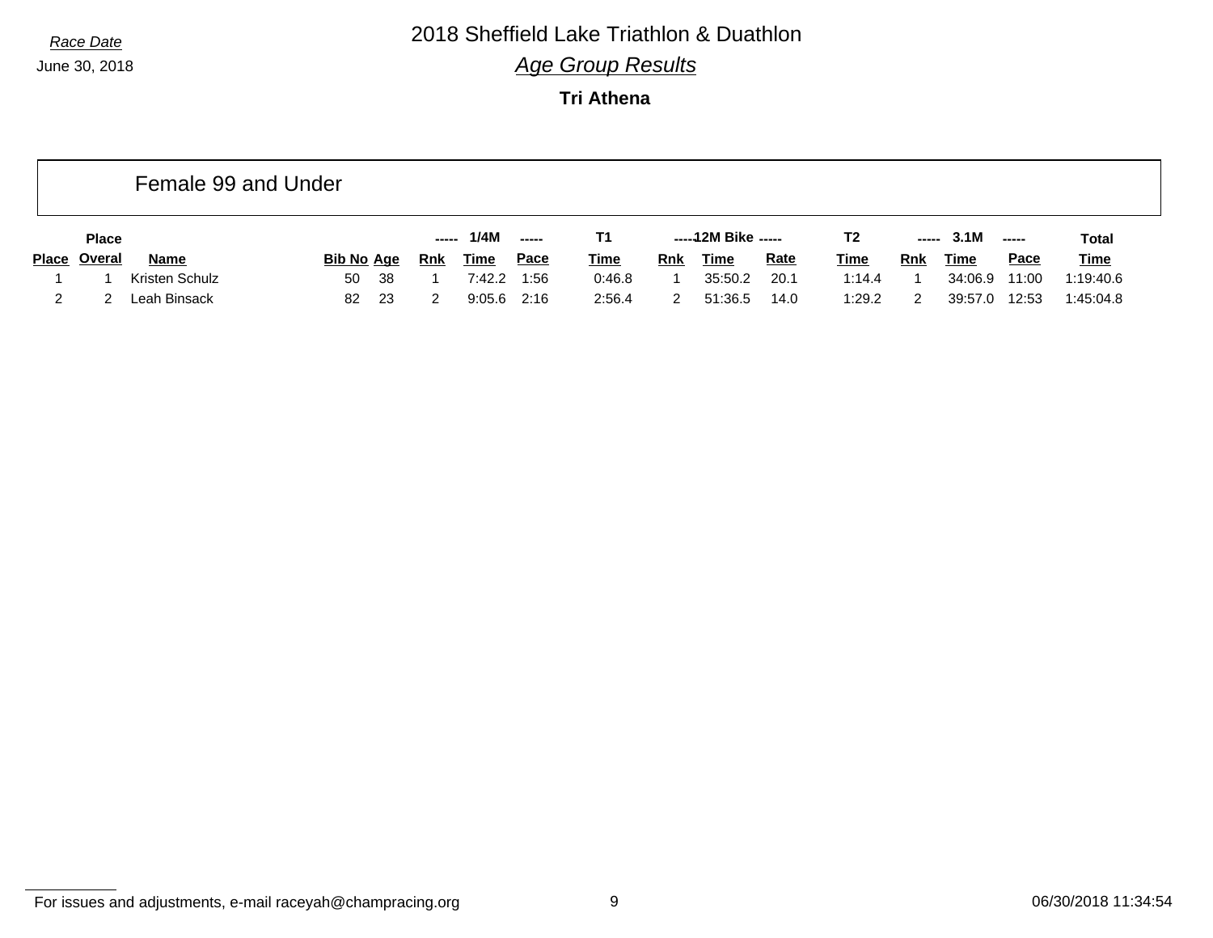*Race Date*

June 30, 2018

# 2018 Sheffield Lake Triathlon & Duathlon

## *Age Group Results*

### Tri Athena

## Female 99 and Under

| Place | Place Overal | Name | Bib No | Age | ----- Rnk | 1/4M Time | ----- Pace | T1 Time | ----- Rnk | 12M Bike Time | ----- Rate | T2 Time | ----- Rnk | 3.1M Time | ----- Pace | Total Time |
|---|---|---|---|---|---|---|---|---|---|---|---|---|---|---|---|---|
| 1 | 1 | Kristen Schulz | 50 | 38 | 1 | 7:42.2 | 1:56 | 0:46.8 | 1 | 35:50.2 | 20.1 | 1:14.4 | 1 | 34:06.9 | 11:00 | 1:19:40.6 |
| 2 | 2 | Leah Binsack | 82 | 23 | 2 | 9:05.6 | 2:16 | 2:56.4 | 2 | 51:36.5 | 14.0 | 1:29.2 | 2 | 39:57.0 | 12:53 | 1:45:04.8 |

For issues and adjustments, e-mail raceyah@champracing.org

06/30/2018 11:34:54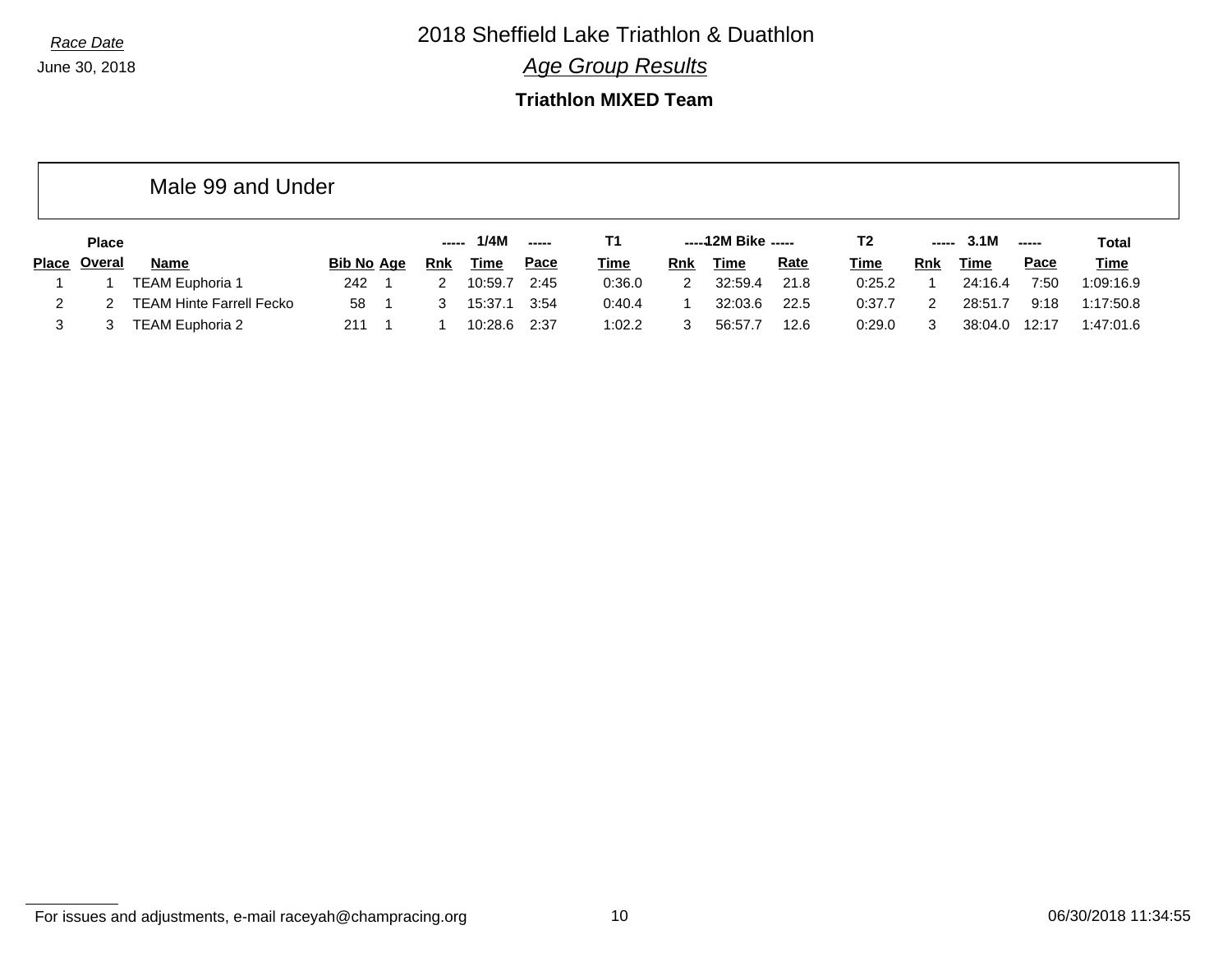# 2018 Sheffield Lake Triathlon & Duathlon

*Race Date*
June 30, 2018

## *Age Group Results*

### Triathlon MIXED Team

## Male 99 and Under

| | Place | | | | ----- | 1/4M | ----- | T1 | ----- | 12M Bike | ----- | T2 | ----- | 3.1M | ----- | Total |
|---|---|---|---|---|---|---|---|---|---|---|---|---|---|---|---|---|
| Place | Overal | Name | Bib No | Age | Rnk | Time | Pace | Time | Rnk | Time | Rate | Time | Rnk | Time | Pace | Time |
| 1 | 1 | TEAM Euphoria 1 | 242 | 1 | 2 | 10:59.7 | 2:45 | 0:36.0 | 2 | 32:59.4 | 21.8 | 0:25.2 | 1 | 24:16.4 | 7:50 | 1:09:16.9 |
| 2 | 2 | TEAM Hinte Farrell Fecko | 58 | 1 | 3 | 15:37.1 | 3:54 | 0:40.4 | 1 | 32:03.6 | 22.5 | 0:37.7 | 2 | 28:51.7 | 9:18 | 1:17:50.8 |
| 3 | 3 | TEAM Euphoria 2 | 211 | 1 | 1 | 10:28.6 | 2:37 | 1:02.2 | 3 | 56:57.7 | 12.6 | 0:29.0 | 3 | 38:04.0 | 12:17 | 1:47:01.6 |

For issues and adjustments, e-mail raceyah@champracing.org

06/30/2018 11:34:55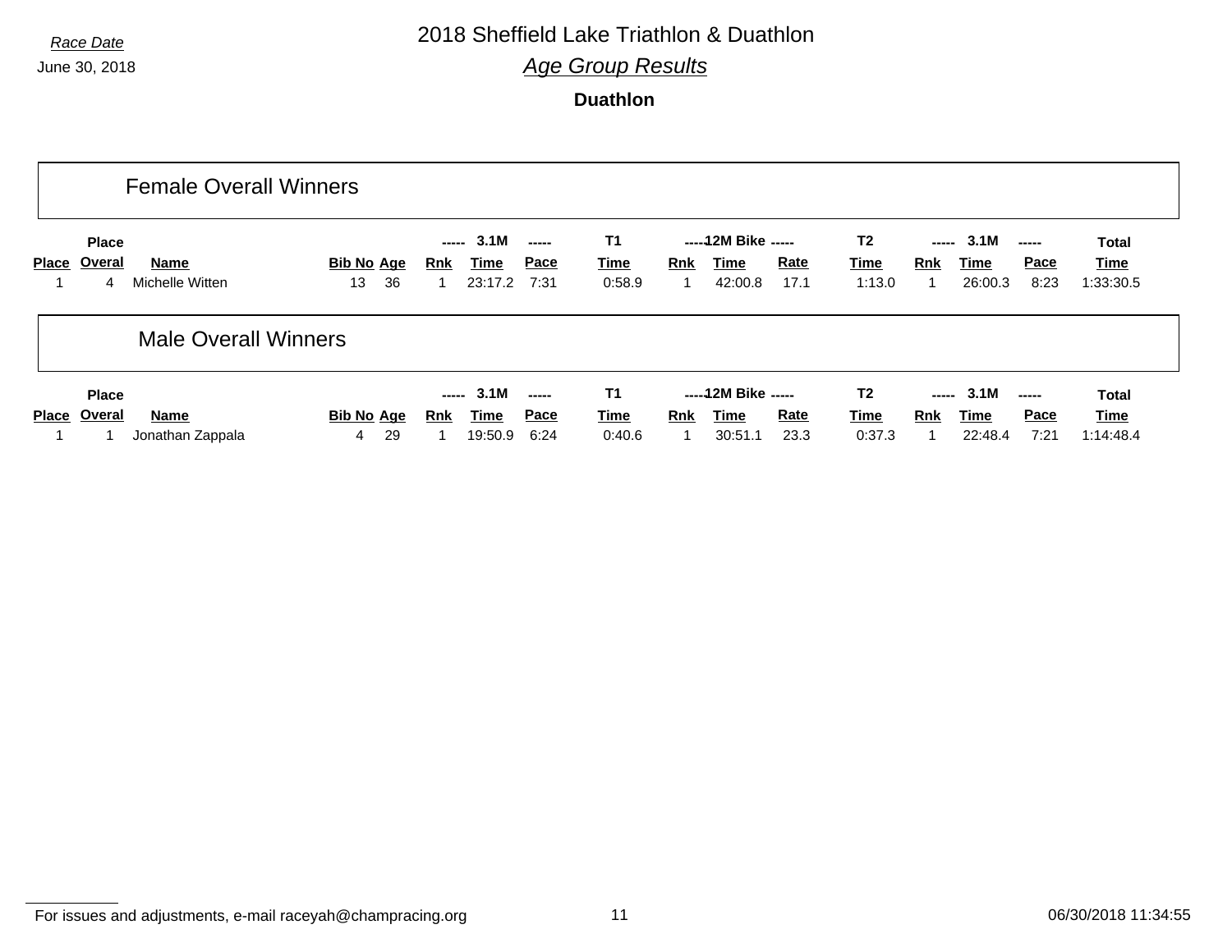*Race Date*

June 30, 2018

# 2018 Sheffield Lake Triathlon & Duathlon

## *Age Group Results*

### Duathlon

## Female Overall Winners

| Place | Place Overal | Name | Bib No | Age | ----- Rnk | 3.1M Time | ----- Pace | T1 Time | ----- Rnk | 12M Bike Time | ----- Rate | T2 Time | ----- Rnk | 3.1M Time | ----- Pace | Total Time |
|---|---|---|---|---|---|---|---|---|---|---|---|---|---|---|---|---|
| 1 | 4 | Michelle Witten | 13 | 36 | 1 | 23:17.2 | 7:31 | 0:58.9 | 1 | 42:00.8 | 17.1 | 1:13.0 | 1 | 26:00.3 | 8:23 | 1:33:30.5 |

## Male Overall Winners

| Place | Place Overal | Name | Bib No | Age | ----- Rnk | 3.1M Time | ----- Pace | T1 Time | ----- Rnk | 12M Bike Time | ----- Rate | T2 Time | ----- Rnk | 3.1M Time | ----- Pace | Total Time |
|---|---|---|---|---|---|---|---|---|---|---|---|---|---|---|---|---|
| 1 | 1 | Jonathan Zappala | 4 | 29 | 1 | 19:50.9 | 6:24 | 0:40.6 | 1 | 30:51.1 | 23.3 | 0:37.3 | 1 | 22:48.4 | 7:21 | 1:14:48.4 |

For issues and adjustments, e-mail raceyah@champracing.org

06/30/2018 11:34:55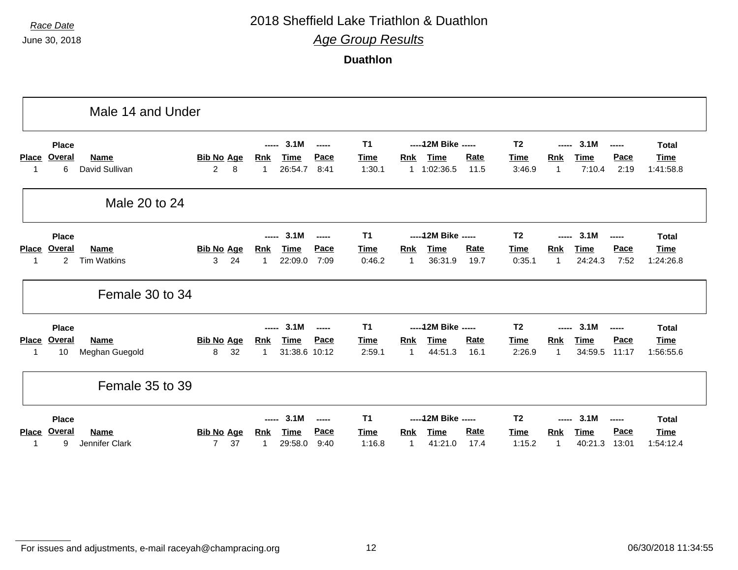Race Date
June 30, 2018

# 2018 Sheffield Lake Triathlon & Duathlon

## Age Group Results

### Duathlon

## Male 14 and Under

| Place | Place Overal | Name | Bib No | Age | Rnk | 3.1M Time | Pace | T1 Time | Rnk | 12M Bike Time | Rate | T2 Time | Rnk | 3.1M Time | Pace | Total Time |
|---|---|---|---|---|---|---|---|---|---|---|---|---|---|---|---|---|
| 1 | 6 | David Sullivan | 2 | 8 | 1 | 26:54.7 | 8:41 | 1:30.1 | 1 | 1:02:36.5 | 11.5 | 3:46.9 | 1 | 7:10.4 | 2:19 | 1:41:58.8 |

## Male 20 to 24

| Place | Place Overal | Name | Bib No | Age | Rnk | 3.1M Time | Pace | T1 Time | Rnk | 12M Bike Time | Rate | T2 Time | Rnk | 3.1M Time | Pace | Total Time |
|---|---|---|---|---|---|---|---|---|---|---|---|---|---|---|---|---|
| 1 | 2 | Tim Watkins | 3 | 24 | 1 | 22:09.0 | 7:09 | 0:46.2 | 1 | 36:31.9 | 19.7 | 0:35.1 | 1 | 24:24.3 | 7:52 | 1:24:26.8 |

## Female 30 to 34

| Place | Place Overal | Name | Bib No | Age | Rnk | 3.1M Time | Pace | T1 Time | Rnk | 12M Bike Time | Rate | T2 Time | Rnk | 3.1M Time | Pace | Total Time |
|---|---|---|---|---|---|---|---|---|---|---|---|---|---|---|---|---|
| 1 | 10 | Meghan Guegold | 8 | 32 | 1 | 31:38.6 | 10:12 | 2:59.1 | 1 | 44:51.3 | 16.1 | 2:26.9 | 1 | 34:59.5 | 11:17 | 1:56:55.6 |

## Female 35 to 39

| Place | Place Overal | Name | Bib No | Age | Rnk | 3.1M Time | Pace | T1 Time | Rnk | 12M Bike Time | Rate | T2 Time | Rnk | 3.1M Time | Pace | Total Time |
|---|---|---|---|---|---|---|---|---|---|---|---|---|---|---|---|---|
| 1 | 9 | Jennifer Clark | 7 | 37 | 1 | 29:58.0 | 9:40 | 1:16.8 | 1 | 41:21.0 | 17.4 | 1:15.2 | 1 | 40:21.3 | 13:01 | 1:54:12.4 |

For issues and adjustments, e-mail raceyah@champracing.org

06/30/2018 11:34:55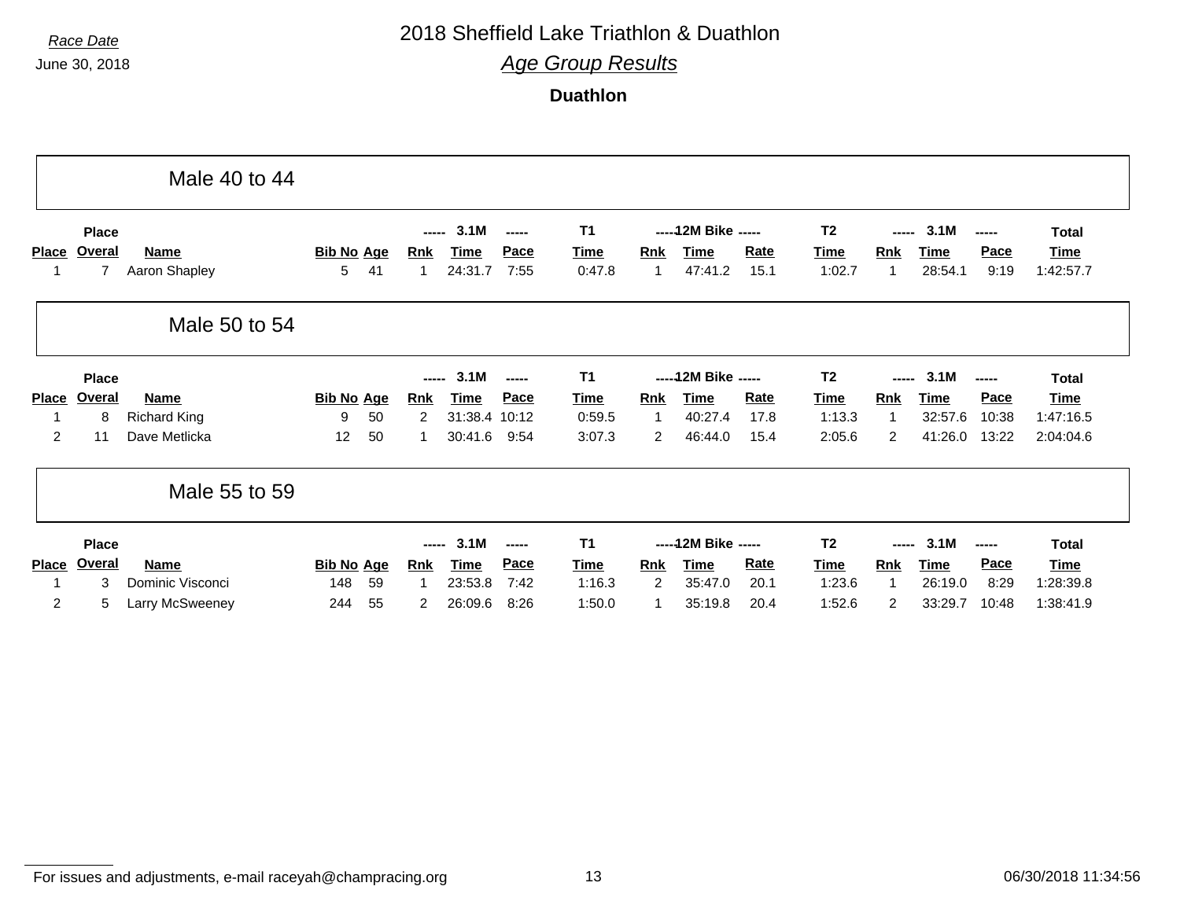Race Date

June 30, 2018

# 2018 Sheffield Lake Triathlon & Duathlon

## *Age Group Results*

### Duathlon

## Male 40 to 44

| Place | Place Overal | Name | Bib No | Age | ----- 3.1M ----- Rnk | Time | Pace | T1 Time | -----12M Bike ----- Rnk | Time | Rate | T2 Time | ----- 3.1M ----- Rnk | Time | Pace | Total Time |
|---|---|---|---|---|---|---|---|---|---|---|---|---|---|---|---|---|
| 1 | 7 | Aaron Shapley | 5 | 41 | 1 | 24:31.7 | 7:55 | 0:47.8 | 1 | 47:41.2 | 15.1 | 1:02.7 | 1 | 28:54.1 | 9:19 | 1:42:57.7 |

## Male 50 to 54

| Place | Place Overal | Name | Bib No | Age | ----- 3.1M ----- Rnk | Time | Pace | T1 Time | -----12M Bike ----- Rnk | Time | Rate | T2 Time | ----- 3.1M ----- Rnk | Time | Pace | Total Time |
|---|---|---|---|---|---|---|---|---|---|---|---|---|---|---|---|---|
| 1 | 8 | Richard King | 9 | 50 | 2 | 31:38.4 | 10:12 | 0:59.5 | 1 | 40:27.4 | 17.8 | 1:13.3 | 1 | 32:57.6 | 10:38 | 1:47:16.5 |
| 2 | 11 | Dave Metlicka | 12 | 50 | 1 | 30:41.6 | 9:54 | 3:07.3 | 2 | 46:44.0 | 15.4 | 2:05.6 | 2 | 41:26.0 | 13:22 | 2:04:04.6 |

## Male 55 to 59

| Place | Place Overal | Name | Bib No | Age | ----- 3.1M ----- Rnk | Time | Pace | T1 Time | -----12M Bike ----- Rnk | Time | Rate | T2 Time | ----- 3.1M ----- Rnk | Time | Pace | Total Time |
|---|---|---|---|---|---|---|---|---|---|---|---|---|---|---|---|---|
| 1 | 3 | Dominic Visconci | 148 | 59 | 1 | 23:53.8 | 7:42 | 1:16.3 | 2 | 35:47.0 | 20.1 | 1:23.6 | 1 | 26:19.0 | 8:29 | 1:28:39.8 |
| 2 | 5 | Larry McSweeney | 244 | 55 | 2 | 26:09.6 | 8:26 | 1:50.0 | 1 | 35:19.8 | 20.4 | 1:52.6 | 2 | 33:29.7 | 10:48 | 1:38:41.9 |

For issues and adjustments, e-mail raceyah@champracing.org

06/30/2018 11:34:56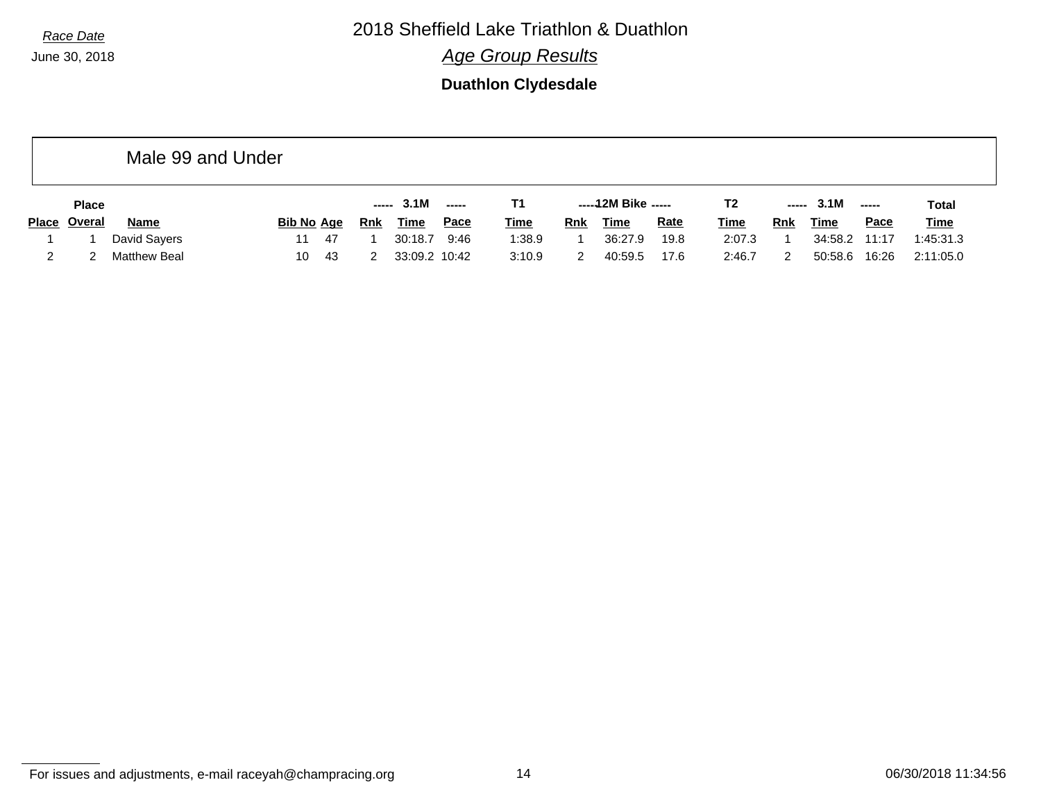Race Date

June 30, 2018

# 2018 Sheffield Lake Triathlon & Duathlon

## *Age Group Results*

### Duathlon Clydesdale

Male 99 and Under

| Place | Place Overal | Name | Bib No | Age | ----- 3.1M ----- Rnk | Time | Pace | T1 Time | -----12M Bike ----- Rnk | Time | Rate | T2 Time | ----- 3.1M ----- Rnk | Time | Pace | Total Time |
|---|---|---|---|---|---|---|---|---|---|---|---|---|---|---|---|---|
| 1 | 1 | David Sayers | 11 | 47 | 1 | 30:18.7 | 9:46 | 1:38.9 | 1 | 36:27.9 | 19.8 | 2:07.3 | 1 | 34:58.2 | 11:17 | 1:45:31.3 |
| 2 | 2 | Matthew Beal | 10 | 43 | 2 | 33:09.2 | 10:42 | 3:10.9 | 2 | 40:59.5 | 17.6 | 2:46.7 | 2 | 50:58.6 | 16:26 | 2:11:05.0 |

For issues and adjustments, e-mail raceyah@champracing.org

06/30/2018 11:34:56